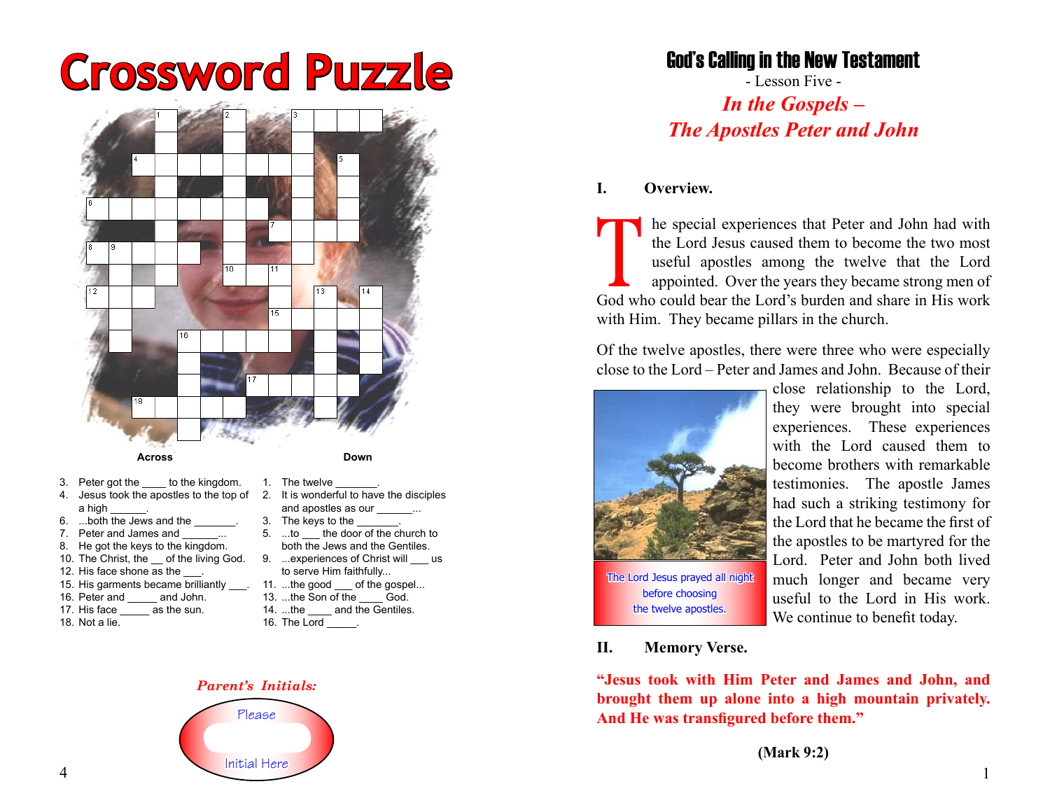# Crossword Puzzle

**Across**

3. Peter got the ____ to the kingdom.
4. Jesus took the apostles to the top of a high ______.
6. ...both the Jews and the _______.
7. Peter and James and _______...
8. He got the keys to the kingdom.
10. The Christ, the __ of the living God.
12. His face shone as the ___.
15. His garments became brilliantly ___.
16. Peter and _____ and John.
17. His face _____ as the sun.
18. Not a lie.

**Down**

1. The twelve _______.
2. It is wonderful to have the disciples and apostles as our ______...
3. The keys to the _______.
5. ...to ___ the door of the church to both the Jews and the Gentiles.
9. ...experiences of Christ will ___ us to serve Him faithfully...
11. ...the good ___ of the gospel...
13. ...the Son of the ____ God.
14. ...the ____ and the Gentiles.
16. The Lord _____.

*Parent's Initials:*

Please

Initial Here

# God's Calling in the New Testament

- Lesson Five -

## *In the Gospels – The Apostles Peter and John*

**I. Overview.**

The special experiences that Peter and John had with the Lord Jesus caused them to become the two most useful apostles among the twelve that the Lord appointed. Over the years they became strong men of God who could bear the Lord's burden and share in His work with Him. They became pillars in the church.

Of the twelve apostles, there were three who were especially close to the Lord – Peter and James and John. Because of their close relationship to the Lord, they were brought into special experiences. These experiences with the Lord caused them to become brothers with remarkable testimonies. The apostle James had such a striking testimony for the Lord that he became the first of the apostles to be martyred for the Lord. Peter and John both lived much longer and became very useful to the Lord in His work. We continue to benefit today.

The Lord Jesus prayed all night before choosing the twelve apostles.

**II. Memory Verse.**

**"Jesus took with Him Peter and James and John, and brought them up alone into a high mountain privately. And He was transfigured before them."**

**(Mark 9:2)**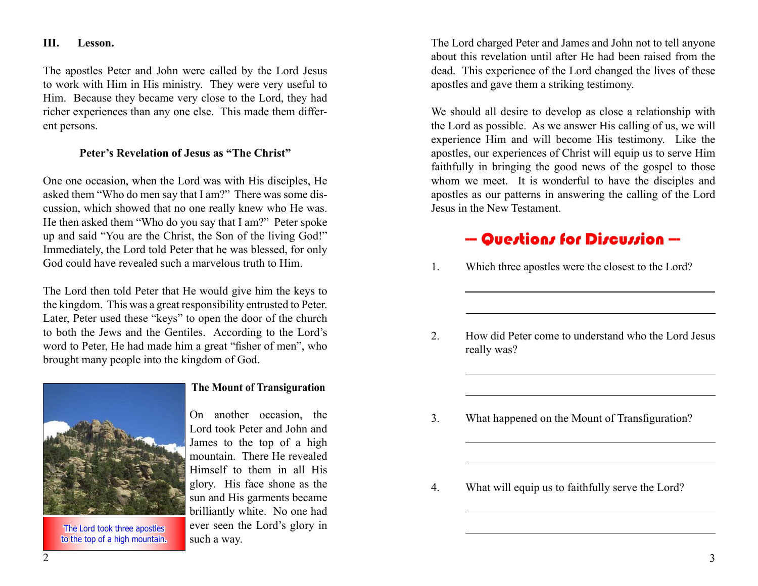## III. Lesson.

The apostles Peter and John were called by the Lord Jesus to work with Him in His ministry. They were very useful to Him. Because they became very close to the Lord, they had richer experiences than any one else. This made them different persons.

### Peter's Revelation of Jesus as "The Christ"

One one occasion, when the Lord was with His disciples, He asked them "Who do men say that I am?" There was some discussion, which showed that no one really knew who He was. He then asked them "Who do you say that I am?" Peter spoke up and said "You are the Christ, the Son of the living God!" Immediately, the Lord told Peter that he was blessed, for only God could have revealed such a marvelous truth to Him.

The Lord then told Peter that He would give him the keys to the kingdom. This was a great responsibility entrusted to Peter. Later, Peter used these "keys" to open the door of the church to both the Jews and the Gentiles. According to the Lord's word to Peter, He had made him a great "fisher of men", who brought many people into the kingdom of God.

The Lord took three apostles to the top of a high mountain.

### The Mount of Transiguration

On another occasion, the Lord took Peter and John and James to the top of a high mountain. There He revealed Himself to them in all His glory. His face shone as the sun and His garments became brilliantly white. No one had ever seen the Lord's glory in such a way.

The Lord charged Peter and James and John not to tell anyone about this revelation until after He had been raised from the dead. This experience of the Lord changed the lives of these apostles and gave them a striking testimony.

We should all desire to develop as close a relationship with the Lord as possible. As we answer His calling of us, we will experience Him and will become His testimony. Like the apostles, our experiences of Christ will equip us to serve Him faithfully in bringing the good news of the gospel to those whom we meet. It is wonderful to have the disciples and apostles as our patterns in answering the calling of the Lord Jesus in the New Testament.

## -- Questions for Discussion --

1. Which three apostles were the closest to the Lord?

______________________________

______________________________

2. How did Peter come to understand who the Lord Jesus really was?

______________________________

______________________________

3. What happened on the Mount of Transfiguration?

______________________________

______________________________

4. What will equip us to faithfully serve the Lord?

______________________________

______________________________